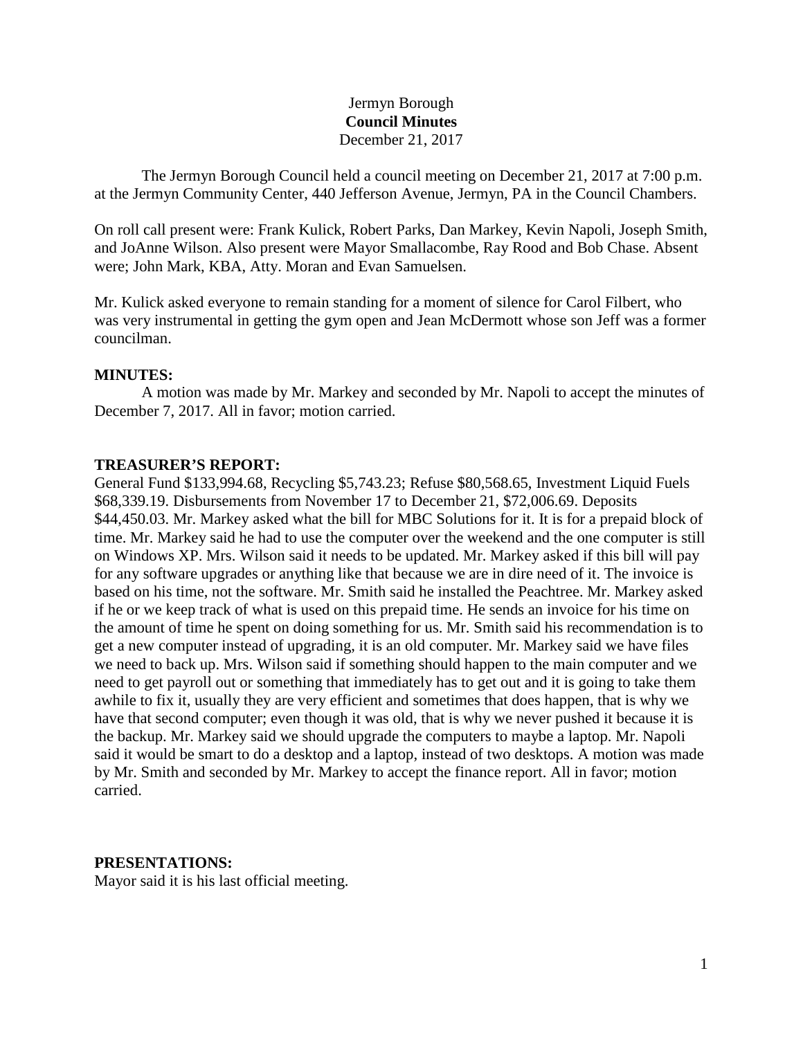Jermyn Borough

**Council Minutes**

December 21, 2017

The Jermyn Borough Council held a council meeting on December 21, 2017 at 7:00 p.m. at the Jermyn Community Center, 440 Jefferson Avenue, Jermyn, PA in the Council Chambers.

On roll call present were: Frank Kulick, Robert Parks, Dan Markey, Kevin Napoli, Joseph Smith, and JoAnne Wilson. Also present were Mayor Smallacombe, Ray Rood and Bob Chase. Absent were; John Mark, KBA, Atty. Moran and Evan Samuelsen.

Mr. Kulick asked everyone to remain standing for a moment of silence for Carol Filbert, who was very instrumental in getting the gym open and Jean McDermott whose son Jeff was a former councilman.

**MINUTES:**

A motion was made by Mr. Markey and seconded by Mr. Napoli to accept the minutes of December 7, 2017. All in favor; motion carried.

**TREASURER'S REPORT:**

General Fund $133,994.68, Recycling $5,743.23; Refuse $80,568.65, Investment Liquid Fuels $68,339.19. Disbursements from November 17 to December 21, $72,006.69. Deposits $44,450.03. Mr. Markey asked what the bill for MBC Solutions for it. It is for a prepaid block of time. Mr. Markey said he had to use the computer over the weekend and the one computer is still on Windows XP. Mrs. Wilson said it needs to be updated. Mr. Markey asked if this bill will pay for any software upgrades or anything like that because we are in dire need of it. The invoice is based on his time, not the software. Mr. Smith said he installed the Peachtree. Mr. Markey asked if he or we keep track of what is used on this prepaid time. He sends an invoice for his time on the amount of time he spent on doing something for us. Mr. Smith said his recommendation is to get a new computer instead of upgrading, it is an old computer. Mr. Markey said we have files we need to back up. Mrs. Wilson said if something should happen to the main computer and we need to get payroll out or something that immediately has to get out and it is going to take them awhile to fix it, usually they are very efficient and sometimes that does happen, that is why we have that second computer; even though it was old, that is why we never pushed it because it is the backup. Mr. Markey said we should upgrade the computers to maybe a laptop. Mr. Napoli said it would be smart to do a desktop and a laptop, instead of two desktops. A motion was made by Mr. Smith and seconded by Mr. Markey to accept the finance report. All in favor; motion carried.

**PRESENTATIONS:**

Mayor said it is his last official meeting.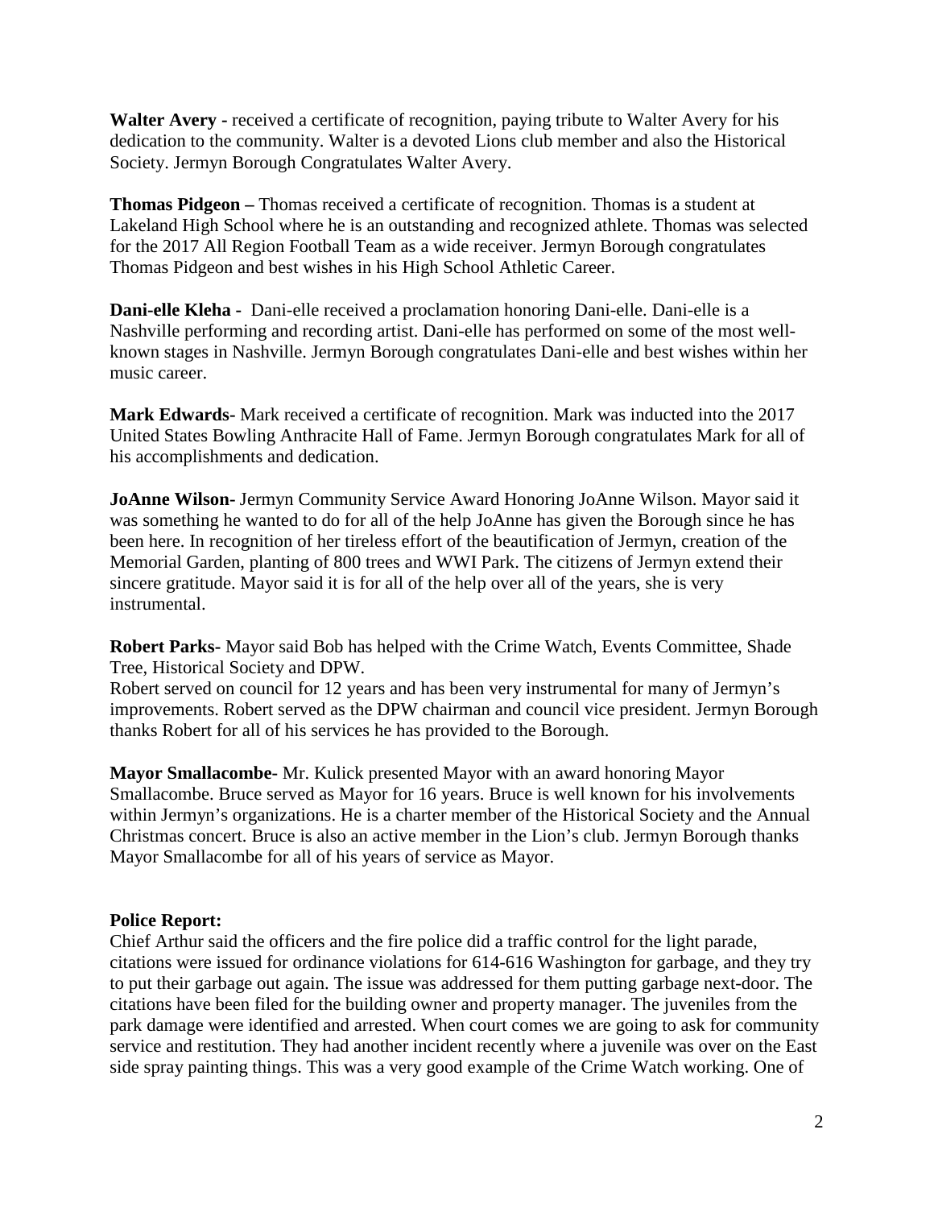**Walter Avery -** received a certificate of recognition, paying tribute to Walter Avery for his dedication to the community. Walter is a devoted Lions club member and also the Historical Society. Jermyn Borough Congratulates Walter Avery.

**Thomas Pidgeon –** Thomas received a certificate of recognition. Thomas is a student at Lakeland High School where he is an outstanding and recognized athlete. Thomas was selected for the 2017 All Region Football Team as a wide receiver. Jermyn Borough congratulates Thomas Pidgeon and best wishes in his High School Athletic Career.

**Dani-elle Kleha -** Dani-elle received a proclamation honoring Dani-elle. Dani-elle is a Nashville performing and recording artist. Dani-elle has performed on some of the most well-known stages in Nashville. Jermyn Borough congratulates Dani-elle and best wishes within her music career.

**Mark Edwards-** Mark received a certificate of recognition. Mark was inducted into the 2017 United States Bowling Anthracite Hall of Fame. Jermyn Borough congratulates Mark for all of his accomplishments and dedication.

**JoAnne Wilson-** Jermyn Community Service Award Honoring JoAnne Wilson. Mayor said it was something he wanted to do for all of the help JoAnne has given the Borough since he has been here. In recognition of her tireless effort of the beautification of Jermyn, creation of the Memorial Garden, planting of 800 trees and WWI Park. The citizens of Jermyn extend their sincere gratitude. Mayor said it is for all of the help over all of the years, she is very instrumental.

**Robert Parks-** Mayor said Bob has helped with the Crime Watch, Events Committee, Shade Tree, Historical Society and DPW.
Robert served on council for 12 years and has been very instrumental for many of Jermyn's improvements. Robert served as the DPW chairman and council vice president. Jermyn Borough thanks Robert for all of his services he has provided to the Borough.

**Mayor Smallacombe-** Mr. Kulick presented Mayor with an award honoring Mayor Smallacombe. Bruce served as Mayor for 16 years. Bruce is well known for his involvements within Jermyn's organizations. He is a charter member of the Historical Society and the Annual Christmas concert. Bruce is also an active member in the Lion's club. Jermyn Borough thanks Mayor Smallacombe for all of his years of service as Mayor.

**Police Report:**
Chief Arthur said the officers and the fire police did a traffic control for the light parade, citations were issued for ordinance violations for 614-616 Washington for garbage, and they try to put their garbage out again. The issue was addressed for them putting garbage next-door. The citations have been filed for the building owner and property manager. The juveniles from the park damage were identified and arrested. When court comes we are going to ask for community service and restitution. They had another incident recently where a juvenile was over on the East side spray painting things. This was a very good example of the Crime Watch working. One of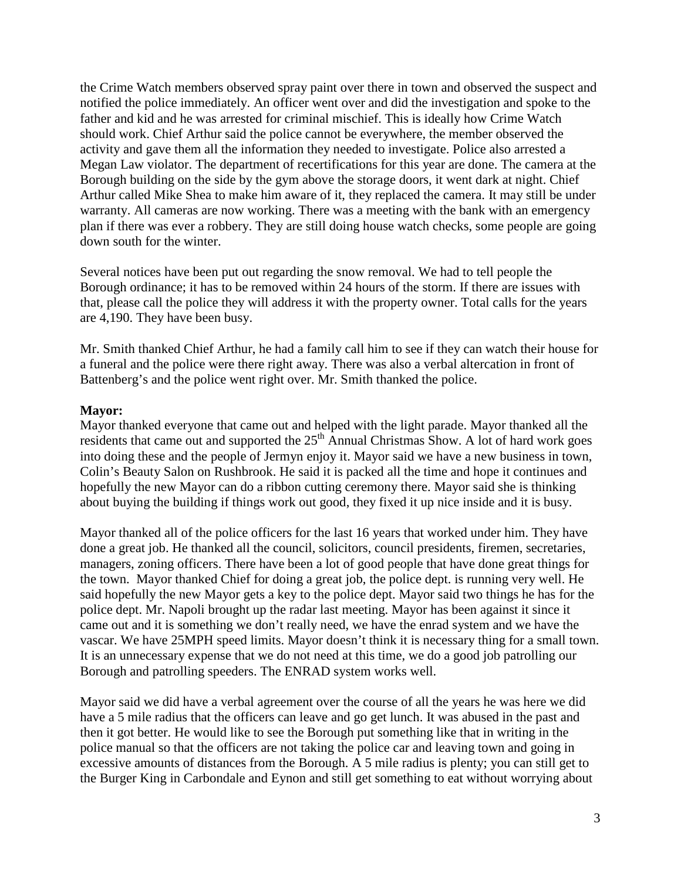the Crime Watch members observed spray paint over there in town and observed the suspect and notified the police immediately. An officer went over and did the investigation and spoke to the father and kid and he was arrested for criminal mischief. This is ideally how Crime Watch should work. Chief Arthur said the police cannot be everywhere, the member observed the activity and gave them all the information they needed to investigate. Police also arrested a Megan Law violator. The department of recertifications for this year are done. The camera at the Borough building on the side by the gym above the storage doors, it went dark at night. Chief Arthur called Mike Shea to make him aware of it, they replaced the camera. It may still be under warranty. All cameras are now working. There was a meeting with the bank with an emergency plan if there was ever a robbery. They are still doing house watch checks, some people are going down south for the winter.

Several notices have been put out regarding the snow removal. We had to tell people the Borough ordinance; it has to be removed within 24 hours of the storm. If there are issues with that, please call the police they will address it with the property owner. Total calls for the years are 4,190. They have been busy.

Mr. Smith thanked Chief Arthur, he had a family call him to see if they can watch their house for a funeral and the police were there right away. There was also a verbal altercation in front of Battenberg's and the police went right over. Mr. Smith thanked the police.

**Mayor:**
Mayor thanked everyone that came out and helped with the light parade. Mayor thanked all the residents that came out and supported the 25th Annual Christmas Show. A lot of hard work goes into doing these and the people of Jermyn enjoy it. Mayor said we have a new business in town, Colin's Beauty Salon on Rushbrook. He said it is packed all the time and hope it continues and hopefully the new Mayor can do a ribbon cutting ceremony there. Mayor said she is thinking about buying the building if things work out good, they fixed it up nice inside and it is busy.

Mayor thanked all of the police officers for the last 16 years that worked under him. They have done a great job. He thanked all the council, solicitors, council presidents, firemen, secretaries, managers, zoning officers. There have been a lot of good people that have done great things for the town. Mayor thanked Chief for doing a great job, the police dept. is running very well. He said hopefully the new Mayor gets a key to the police dept. Mayor said two things he has for the police dept. Mr. Napoli brought up the radar last meeting. Mayor has been against it since it came out and it is something we don't really need, we have the enrad system and we have the vascar. We have 25MPH speed limits. Mayor doesn't think it is necessary thing for a small town. It is an unnecessary expense that we do not need at this time, we do a good job patrolling our Borough and patrolling speeders. The ENRAD system works well.

Mayor said we did have a verbal agreement over the course of all the years he was here we did have a 5 mile radius that the officers can leave and go get lunch. It was abused in the past and then it got better. He would like to see the Borough put something like that in writing in the police manual so that the officers are not taking the police car and leaving town and going in excessive amounts of distances from the Borough. A 5 mile radius is plenty; you can still get to the Burger King in Carbondale and Eynon and still get something to eat without worrying about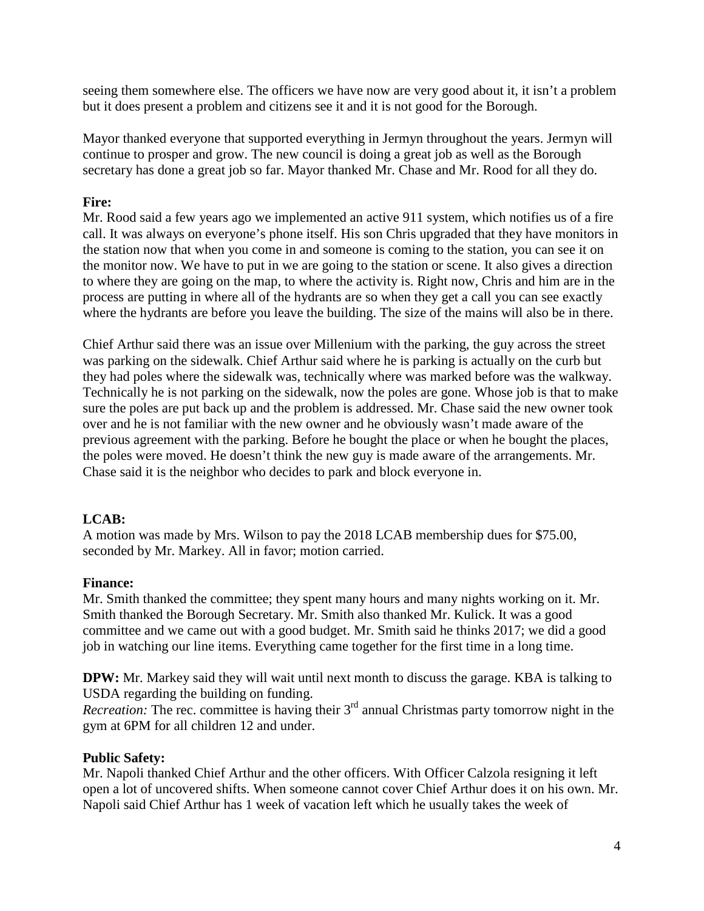seeing them somewhere else. The officers we have now are very good about it, it isn't a problem but it does present a problem and citizens see it and it is not good for the Borough.

Mayor thanked everyone that supported everything in Jermyn throughout the years. Jermyn will continue to prosper and grow. The new council is doing a great job as well as the Borough secretary has done a great job so far. Mayor thanked Mr. Chase and Mr. Rood for all they do.

**Fire:**
Mr. Rood said a few years ago we implemented an active 911 system, which notifies us of a fire call. It was always on everyone's phone itself. His son Chris upgraded that they have monitors in the station now that when you come in and someone is coming to the station, you can see it on the monitor now. We have to put in we are going to the station or scene. It also gives a direction to where they are going on the map, to where the activity is. Right now, Chris and him are in the process are putting in where all of the hydrants are so when they get a call you can see exactly where the hydrants are before you leave the building. The size of the mains will also be in there.

Chief Arthur said there was an issue over Millenium with the parking, the guy across the street was parking on the sidewalk. Chief Arthur said where he is parking is actually on the curb but they had poles where the sidewalk was, technically where was marked before was the walkway. Technically he is not parking on the sidewalk, now the poles are gone. Whose job is that to make sure the poles are put back up and the problem is addressed. Mr. Chase said the new owner took over and he is not familiar with the new owner and he obviously wasn't made aware of the previous agreement with the parking. Before he bought the place or when he bought the places, the poles were moved. He doesn't think the new guy is made aware of the arrangements. Mr. Chase said it is the neighbor who decides to park and block everyone in.

**LCAB:**
A motion was made by Mrs. Wilson to pay the 2018 LCAB membership dues for $75.00, seconded by Mr. Markey. All in favor; motion carried.

**Finance:**
Mr. Smith thanked the committee; they spent many hours and many nights working on it. Mr. Smith thanked the Borough Secretary. Mr. Smith also thanked Mr. Kulick. It was a good committee and we came out with a good budget. Mr. Smith said he thinks 2017; we did a good job in watching our line items. Everything came together for the first time in a long time.

**DPW:** Mr. Markey said they will wait until next month to discuss the garage. KBA is talking to USDA regarding the building on funding.
*Recreation:* The rec. committee is having their 3rd annual Christmas party tomorrow night in the gym at 6PM for all children 12 and under.

**Public Safety:**
Mr. Napoli thanked Chief Arthur and the other officers. With Officer Calzola resigning it left open a lot of uncovered shifts. When someone cannot cover Chief Arthur does it on his own. Mr. Napoli said Chief Arthur has 1 week of vacation left which he usually takes the week of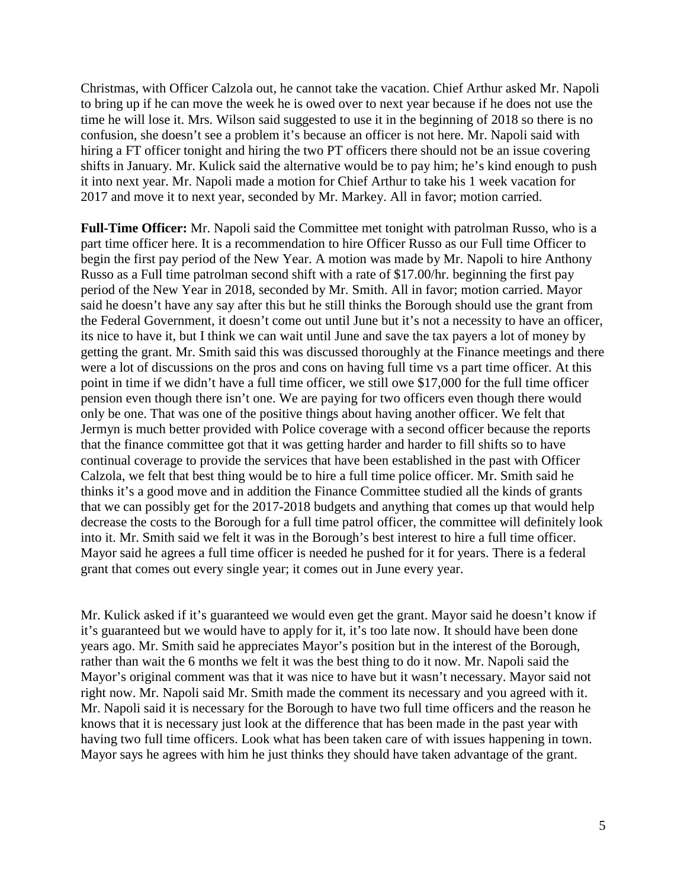Christmas, with Officer Calzola out, he cannot take the vacation. Chief Arthur asked Mr. Napoli to bring up if he can move the week he is owed over to next year because if he does not use the time he will lose it. Mrs. Wilson said suggested to use it in the beginning of 2018 so there is no confusion, she doesn't see a problem it's because an officer is not here. Mr. Napoli said with hiring a FT officer tonight and hiring the two PT officers there should not be an issue covering shifts in January. Mr. Kulick said the alternative would be to pay him; he's kind enough to push it into next year. Mr. Napoli made a motion for Chief Arthur to take his 1 week vacation for 2017 and move it to next year, seconded by Mr. Markey. All in favor; motion carried.

**Full-Time Officer:** Mr. Napoli said the Committee met tonight with patrolman Russo, who is a part time officer here. It is a recommendation to hire Officer Russo as our Full time Officer to begin the first pay period of the New Year. A motion was made by Mr. Napoli to hire Anthony Russo as a Full time patrolman second shift with a rate of $17.00/hr. beginning the first pay period of the New Year in 2018, seconded by Mr. Smith. All in favor; motion carried. Mayor said he doesn't have any say after this but he still thinks the Borough should use the grant from the Federal Government, it doesn't come out until June but it's not a necessity to have an officer, its nice to have it, but I think we can wait until June and save the tax payers a lot of money by getting the grant. Mr. Smith said this was discussed thoroughly at the Finance meetings and there were a lot of discussions on the pros and cons on having full time vs a part time officer. At this point in time if we didn't have a full time officer, we still owe $17,000 for the full time officer pension even though there isn't one. We are paying for two officers even though there would only be one. That was one of the positive things about having another officer. We felt that Jermyn is much better provided with Police coverage with a second officer because the reports that the finance committee got that it was getting harder and harder to fill shifts so to have continual coverage to provide the services that have been established in the past with Officer Calzola, we felt that best thing would be to hire a full time police officer. Mr. Smith said he thinks it's a good move and in addition the Finance Committee studied all the kinds of grants that we can possibly get for the 2017-2018 budgets and anything that comes up that would help decrease the costs to the Borough for a full time patrol officer, the committee will definitely look into it. Mr. Smith said we felt it was in the Borough's best interest to hire a full time officer. Mayor said he agrees a full time officer is needed he pushed for it for years. There is a federal grant that comes out every single year; it comes out in June every year.

Mr. Kulick asked if it's guaranteed we would even get the grant. Mayor said he doesn't know if it's guaranteed but we would have to apply for it, it's too late now. It should have been done years ago. Mr. Smith said he appreciates Mayor's position but in the interest of the Borough, rather than wait the 6 months we felt it was the best thing to do it now. Mr. Napoli said the Mayor's original comment was that it was nice to have but it wasn't necessary. Mayor said not right now. Mr. Napoli said Mr. Smith made the comment its necessary and you agreed with it. Mr. Napoli said it is necessary for the Borough to have two full time officers and the reason he knows that it is necessary just look at the difference that has been made in the past year with having two full time officers. Look what has been taken care of with issues happening in town. Mayor says he agrees with him he just thinks they should have taken advantage of the grant.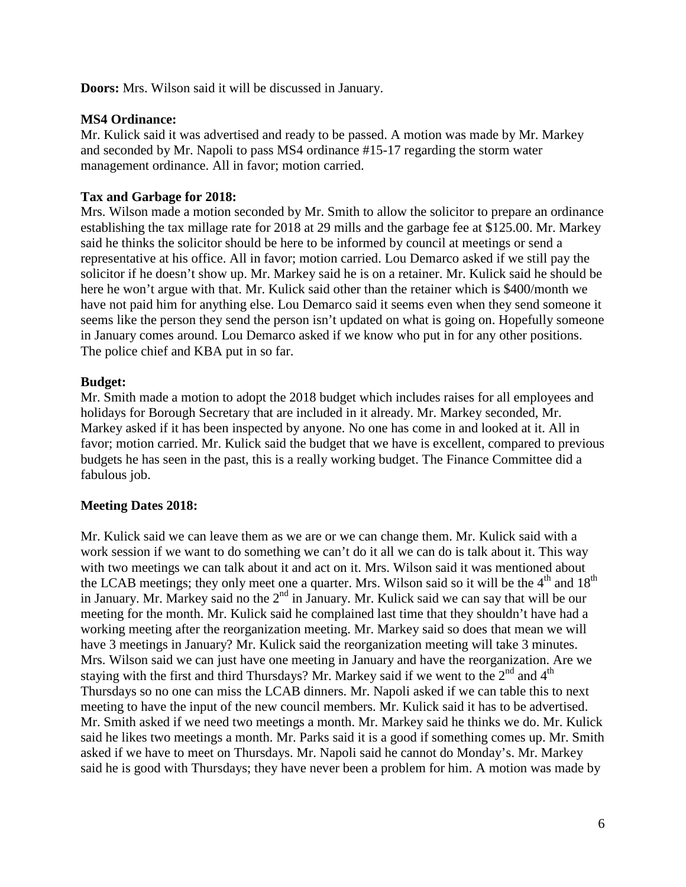**Doors:** Mrs. Wilson said it will be discussed in January.

**MS4 Ordinance:**
Mr. Kulick said it was advertised and ready to be passed. A motion was made by Mr. Markey and seconded by Mr. Napoli to pass MS4 ordinance #15-17 regarding the storm water management ordinance. All in favor; motion carried.

**Tax and Garbage for 2018:**
Mrs. Wilson made a motion seconded by Mr. Smith to allow the solicitor to prepare an ordinance establishing the tax millage rate for 2018 at 29 mills and the garbage fee at $125.00. Mr. Markey said he thinks the solicitor should be here to be informed by council at meetings or send a representative at his office. All in favor; motion carried. Lou Demarco asked if we still pay the solicitor if he doesn't show up. Mr. Markey said he is on a retainer. Mr. Kulick said he should be here he won't argue with that. Mr. Kulick said other than the retainer which is $400/month we have not paid him for anything else. Lou Demarco said it seems even when they send someone it seems like the person they send the person isn't updated on what is going on. Hopefully someone in January comes around. Lou Demarco asked if we know who put in for any other positions. The police chief and KBA put in so far.

**Budget:**
Mr. Smith made a motion to adopt the 2018 budget which includes raises for all employees and holidays for Borough Secretary that are included in it already. Mr. Markey seconded, Mr. Markey asked if it has been inspected by anyone. No one has come in and looked at it. All in favor; motion carried. Mr. Kulick said the budget that we have is excellent, compared to previous budgets he has seen in the past, this is a really working budget. The Finance Committee did a fabulous job.

**Meeting Dates 2018:**

Mr. Kulick said we can leave them as we are or we can change them. Mr. Kulick said with a work session if we want to do something we can't do it all we can do is talk about it. This way with two meetings we can talk about it and act on it. Mrs. Wilson said it was mentioned about the LCAB meetings; they only meet one a quarter. Mrs. Wilson said so it will be the 4th and 18th in January. Mr. Markey said no the 2nd in January. Mr. Kulick said we can say that will be our meeting for the month. Mr. Kulick said he complained last time that they shouldn't have had a working meeting after the reorganization meeting. Mr. Markey said so does that mean we will have 3 meetings in January? Mr. Kulick said the reorganization meeting will take 3 minutes. Mrs. Wilson said we can just have one meeting in January and have the reorganization. Are we staying with the first and third Thursdays? Mr. Markey said if we went to the 2nd and 4th Thursdays so no one can miss the LCAB dinners. Mr. Napoli asked if we can table this to next meeting to have the input of the new council members. Mr. Kulick said it has to be advertised. Mr. Smith asked if we need two meetings a month. Mr. Markey said he thinks we do. Mr. Kulick said he likes two meetings a month. Mr. Parks said it is a good if something comes up. Mr. Smith asked if we have to meet on Thursdays. Mr. Napoli said he cannot do Monday's. Mr. Markey said he is good with Thursdays; they have never been a problem for him. A motion was made by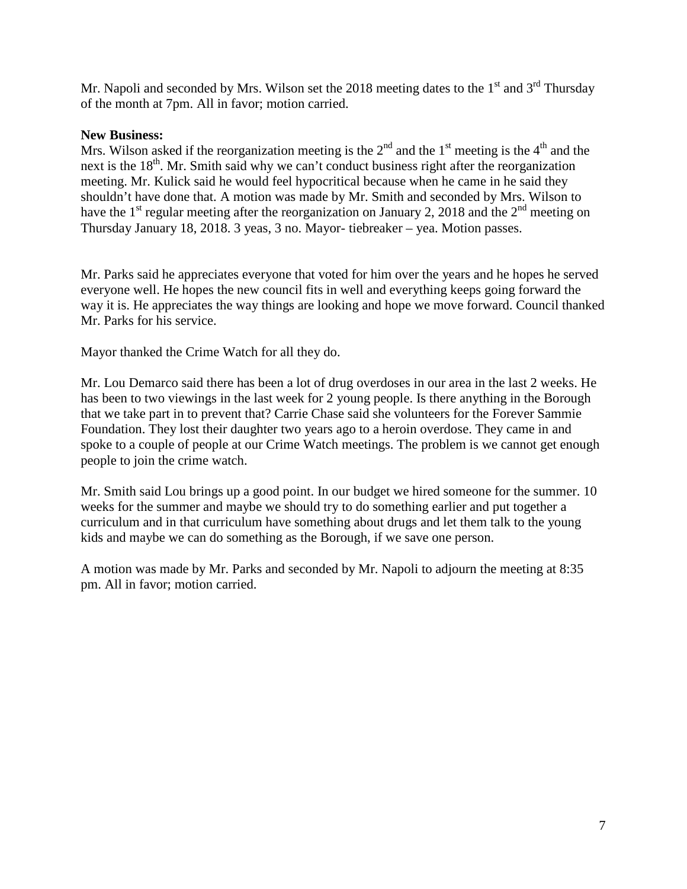Mr. Napoli and seconded by Mrs. Wilson set the 2018 meeting dates to the 1st and 3rd Thursday of the month at 7pm. All in favor; motion carried.

**New Business:**
Mrs. Wilson asked if the reorganization meeting is the 2nd and the 1st meeting is the 4th and the next is the 18th. Mr. Smith said why we can't conduct business right after the reorganization meeting. Mr. Kulick said he would feel hypocritical because when he came in he said they shouldn't have done that. A motion was made by Mr. Smith and seconded by Mrs. Wilson to have the 1st regular meeting after the reorganization on January 2, 2018 and the 2nd meeting on Thursday January 18, 2018. 3 yeas, 3 no. Mayor- tiebreaker – yea. Motion passes.

Mr. Parks said he appreciates everyone that voted for him over the years and he hopes he served everyone well. He hopes the new council fits in well and everything keeps going forward the way it is. He appreciates the way things are looking and hope we move forward. Council thanked Mr. Parks for his service.

Mayor thanked the Crime Watch for all they do.

Mr. Lou Demarco said there has been a lot of drug overdoses in our area in the last 2 weeks. He has been to two viewings in the last week for 2 young people. Is there anything in the Borough that we take part in to prevent that? Carrie Chase said she volunteers for the Forever Sammie Foundation. They lost their daughter two years ago to a heroin overdose. They came in and spoke to a couple of people at our Crime Watch meetings. The problem is we cannot get enough people to join the crime watch.

Mr. Smith said Lou brings up a good point. In our budget we hired someone for the summer. 10 weeks for the summer and maybe we should try to do something earlier and put together a curriculum and in that curriculum have something about drugs and let them talk to the young kids and maybe we can do something as the Borough, if we save one person.

A motion was made by Mr. Parks and seconded by Mr. Napoli to adjourn the meeting at 8:35 pm. All in favor; motion carried.